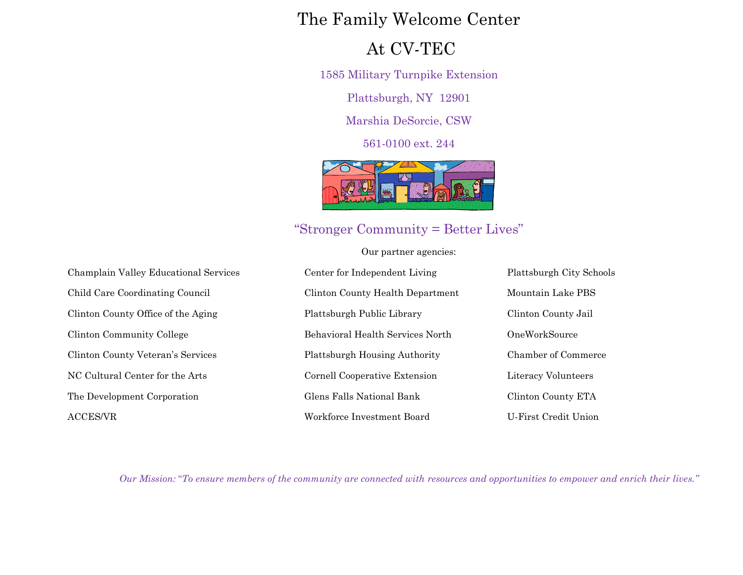# The Family Welcome Center

# At CV-TEC

1585 Military Turnpike Extension

Plattsburgh, NY  12901

Marshia DeSorcie, CSW

561-0100 ext. 244

“Stronger Community = Better Lives”

Our partner agencies:

- Champlain Valley Educational Services
- Child Care Coordinating Council
- Clinton County Office of the Aging
- Clinton Community College
- Clinton County Veteran’s Services
- NC Cultural Center for the Arts
- The Development Corporation
- ACCES/VR
- Center for Independent Living
- Clinton County Health Department
- Plattsburgh Public Library
- Behavioral Health Services North
- Plattsburgh Housing Authority
- Cornell Cooperative Extension
- Glens Falls National Bank
- Workforce Investment Board
- Plattsburgh City Schools
- Mountain Lake PBS
- Clinton County Jail
- OneWorkSource
- Chamber of Commerce
- Literacy Volunteers
- Clinton County ETA
- U-First Credit Union

*Our Mission: “To ensure members of the community are connected with resources and opportunities to empower and enrich their lives.”*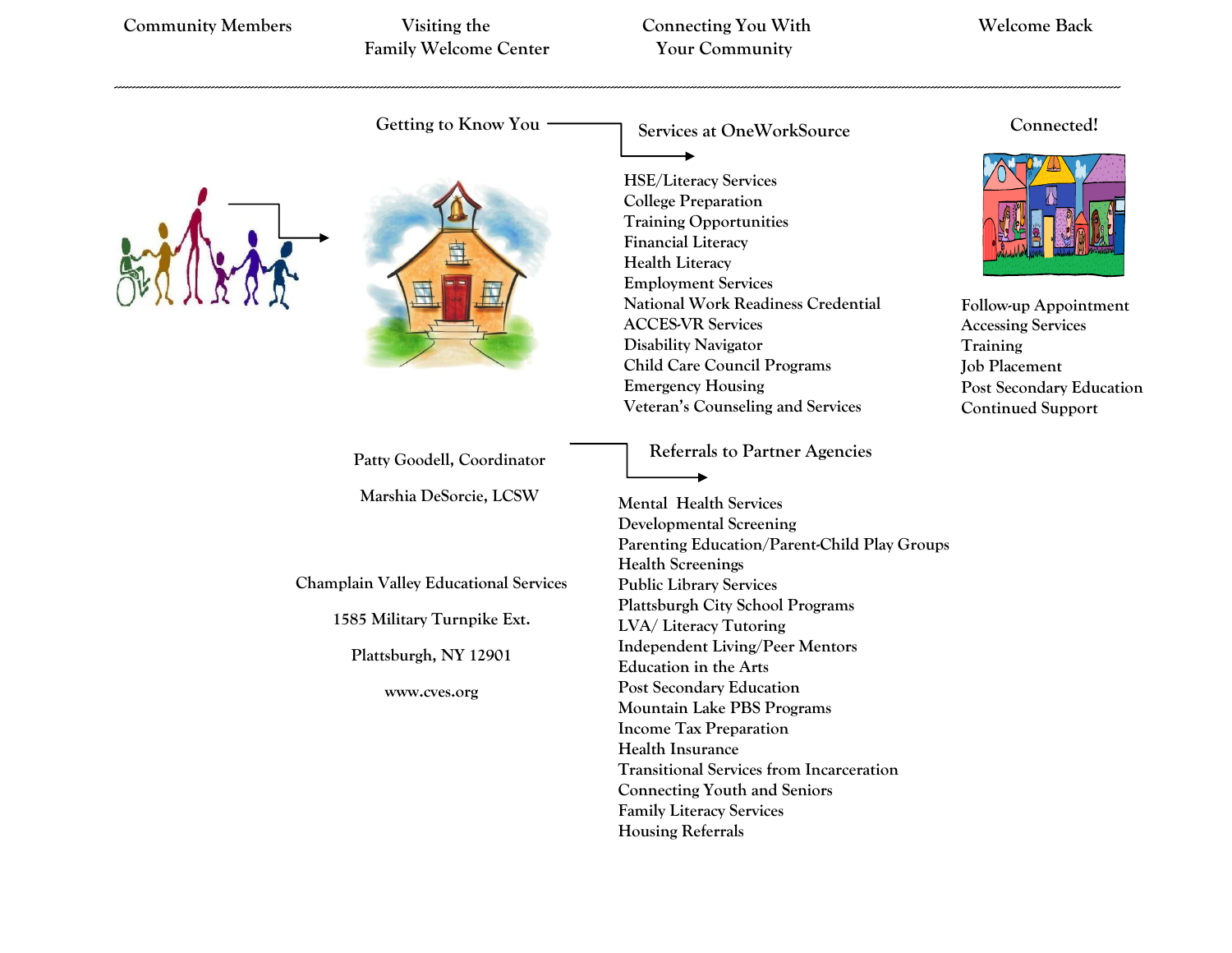Community Members | Visiting the Family Welcome Center | Connecting You With Your Community | Welcome Back

---

## Getting to Know You

### Services at OneWorkSource

- HSE/Literacy Services
- College Preparation
- Training Opportunities
- Financial Literacy
- Health Literacy
- Employment Services
- National Work Readiness Credential
- ACCES-VR Services
- Disability Navigator
- Child Care Council Programs
- Emergency Housing
- Veteran's Counseling and Services

## Connected!

- Follow-up Appointment
- Accessing Services
- Training
- Job Placement
- Post Secondary Education
- Continued Support

Patty Goodell, Coordinator

Marshia DeSorcie, LCSW

Champlain Valley Educational Services

1585 Military Turnpike Ext.

Plattsburgh, NY 12901

www.cves.org

### Referrals to Partner Agencies

- Mental Health Services
- Developmental Screening
- Parenting Education/Parent-Child Play Groups
- Health Screenings
- Public Library Services
- Plattsburgh City School Programs
- LVA/ Literacy Tutoring
- Independent Living/Peer Mentors
- Education in the Arts
- Post Secondary Education
- Mountain Lake PBS Programs
- Income Tax Preparation
- Health Insurance
- Transitional Services from Incarceration
- Connecting Youth and Seniors
- Family Literacy Services
- Housing Referrals